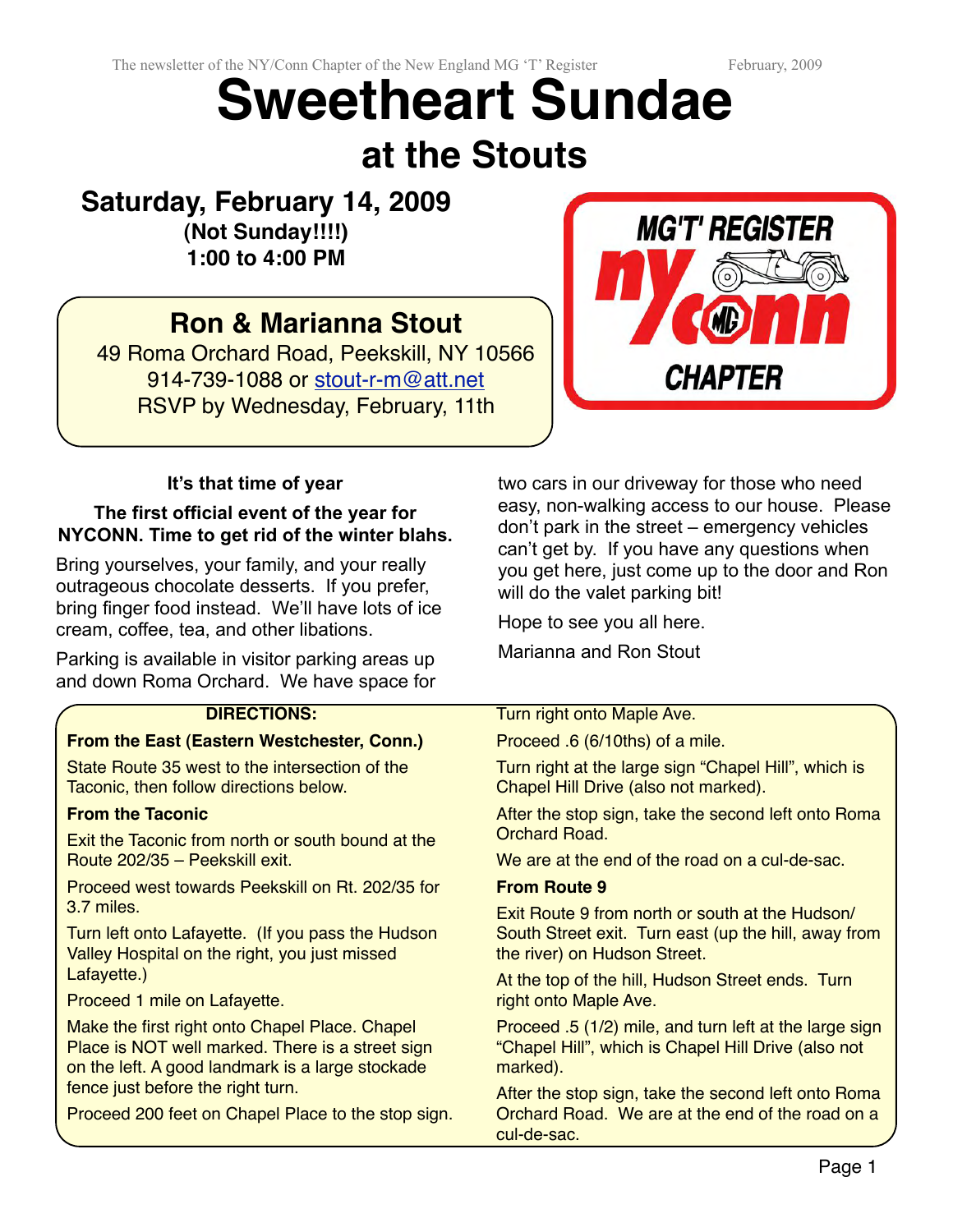# Sweetheart Sundae

## at the Stouts

### Saturday, February 14, 2009

**(Not Sunday!!!!)**
**1:00 to 4:00 PM**

### Ron & Marianna Stout

49 Roma Orchard Road, Peekskill, NY 10566
914-739-1088 or stout-r-m@att.net
RSVP by Wednesday, February, 11th

MG'T' REGISTER
ny conn
CHAPTER

**It's that time of year**

**The first official event of the year for NYCONN. Time to get rid of the winter blahs.**

Bring yourselves, your family, and your really outrageous chocolate desserts. If you prefer, bring finger food instead. We'll have lots of ice cream, coffee, tea, and other libations.

Parking is available in visitor parking areas up and down Roma Orchard. We have space for two cars in our driveway for those who need easy, non-walking access to our house. Please don't park in the street – emergency vehicles can't get by. If you have any questions when you get here, just come up to the door and Ron will do the valet parking bit!

Hope to see you all here.

Marianna and Ron Stout

**DIRECTIONS:**

**From the East (Eastern Westchester, Conn.)**

State Route 35 west to the intersection of the Taconic, then follow directions below.

**From the Taconic**

Exit the Taconic from north or south bound at the Route 202/35 – Peekskill exit.

Proceed west towards Peekskill on Rt. 202/35 for 3.7 miles.

Turn left onto Lafayette. (If you pass the Hudson Valley Hospital on the right, you just missed Lafayette.)

Proceed 1 mile on Lafayette.

Make the first right onto Chapel Place. Chapel Place is NOT well marked. There is a street sign on the left. A good landmark is a large stockade fence just before the right turn.

Proceed 200 feet on Chapel Place to the stop sign.

Turn right onto Maple Ave.

Proceed .6 (6/10ths) of a mile.

Turn right at the large sign "Chapel Hill", which is Chapel Hill Drive (also not marked).

After the stop sign, take the second left onto Roma Orchard Road.

We are at the end of the road on a cul-de-sac.

**From Route 9**

Exit Route 9 from north or south at the Hudson/ South Street exit. Turn east (up the hill, away from the river) on Hudson Street.

At the top of the hill, Hudson Street ends. Turn right onto Maple Ave.

Proceed .5 (1/2) mile, and turn left at the large sign "Chapel Hill", which is Chapel Hill Drive (also not marked).

After the stop sign, take the second left onto Roma Orchard Road. We are at the end of the road on a cul-de-sac.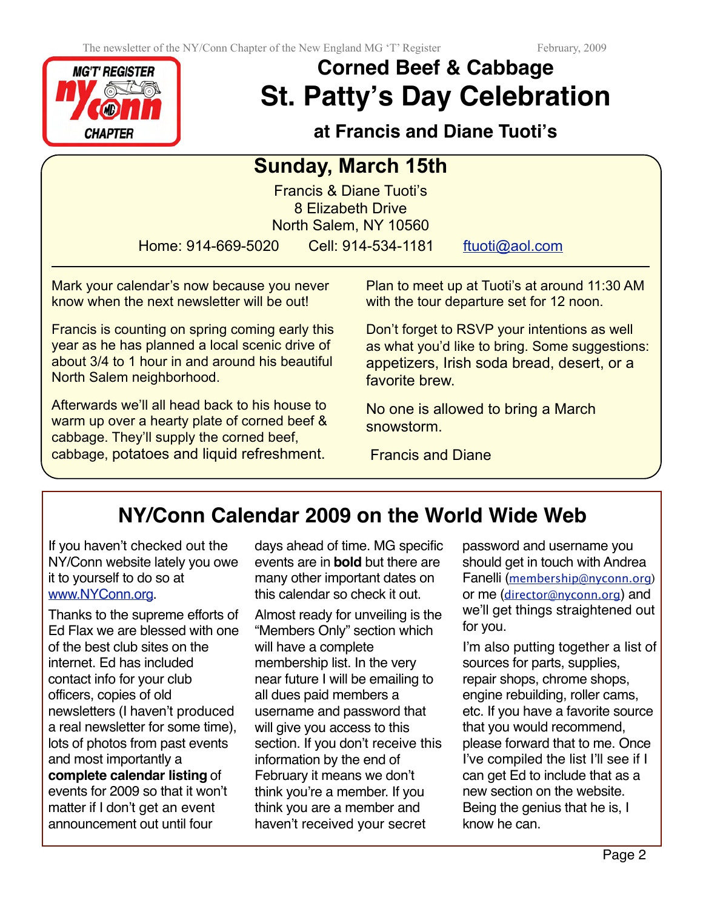# Corned Beef & Cabbage

# St. Patty's Day Celebration

### at Francis and Diane Tuoti's

## Sunday, March 15th

Francis & Diane Tuoti's
8 Elizabeth Drive
North Salem, NY 10560

Home: 914-669-5020 Cell: 914-534-1181 ftuoti@aol.com

---

Mark your calendar's now because you never know when the next newsletter will be out!

Francis is counting on spring coming early this year as he has planned a local scenic drive of about 3/4 to 1 hour in and around his beautiful North Salem neighborhood.

Afterwards we'll all head back to his house to warm up over a hearty plate of corned beef & cabbage. They'll supply the corned beef, cabbage, potatoes and liquid refreshment.

Plan to meet up at Tuoti's at around 11:30 AM with the tour departure set for 12 noon.

Don't forget to RSVP your intentions as well as what you'd like to bring. Some suggestions: appetizers, Irish soda bread, desert, or a favorite brew.

No one is allowed to bring a March snowstorm.

Francis and Diane

## NY/Conn Calendar 2009 on the World Wide Web

If you haven't checked out the NY/Conn website lately you owe it to yourself to do so at www.NYConn.org.

Thanks to the supreme efforts of Ed Flax we are blessed with one of the best club sites on the internet. Ed has included contact info for your club officers, copies of old newsletters (I haven't produced a real newsletter for some time), lots of photos from past events and most importantly a **complete calendar listing** of events for 2009 so that it won't matter if I don't get an event announcement out until four days ahead of time. MG specific events are in **bold** but there are many other important dates on this calendar so check it out.

Almost ready for unveiling is the "Members Only" section which will have a complete membership list. In the very near future I will be emailing to all dues paid members a username and password that will give you access to this section. If you don't receive this information by the end of February it means we don't think you're a member. If you think you are a member and haven't received your secret password and username you should get in touch with Andrea Fanelli (membership@nyconn.org) or me (director@nyconn.org) and we'll get things straightened out for you.

I'm also putting together a list of sources for parts, supplies, repair shops, chrome shops, engine rebuilding, roller cams, etc. If you have a favorite source that you would recommend, please forward that to me. Once I've compiled the list I'll see if I can get Ed to include that as a new section on the website. Being the genius that he is, I know he can.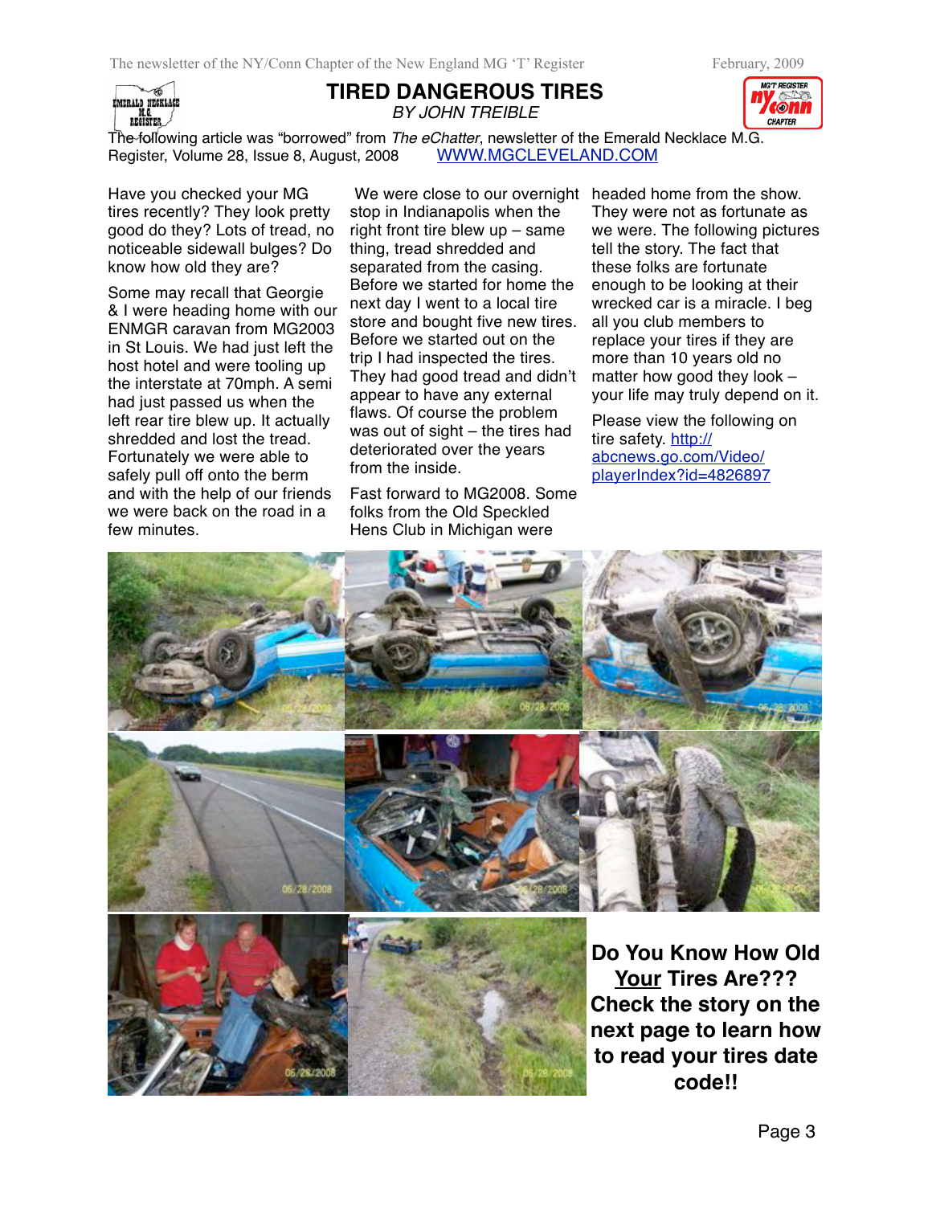# TIRED DANGEROUS TIRES

*BY JOHN TREIBLE*

The following article was "borrowed" from *The eChatter*, newsletter of the Emerald Necklace M.G. Register, Volume 28, Issue 8, August, 2008 WWW.MGCLEVELAND.COM

Have you checked your MG tires recently? They look pretty good do they? Lots of tread, no noticeable sidewall bulges? Do know how old they are?

Some may recall that Georgie & I were heading home with our ENMGR caravan from MG2003 in St Louis. We had just left the host hotel and were tooling up the interstate at 70mph. A semi had just passed us when the left rear tire blew up. It actually shredded and lost the tread. Fortunately we were able to safely pull off onto the berm and with the help of our friends we were back on the road in a few minutes.

We were close to our overnight stop in Indianapolis when the right front tire blew up – same thing, tread shredded and separated from the casing. Before we started for home the next day I went to a local tire store and bought five new tires. Before we started out on the trip I had inspected the tires. They had good tread and didn't appear to have any external flaws. Of course the problem was out of sight – the tires had deteriorated over the years from the inside.

Fast forward to MG2008. Some folks from the Old Speckled Hens Club in Michigan were headed home from the show. They were not as fortunate as we were. The following pictures tell the story. The fact that these folks are fortunate enough to be looking at their wrecked car is a miracle. I beg all you club members to replace your tires if they are more than 10 years old no matter how good they look – your life may truly depend on it.

Please view the following on tire safety. http://abcnews.go.com/Video/playerIndex?id=4826897

**Do You Know How Old <u>Your</u> Tires Are??? Check the story on the next page to learn how to read your tires date code!!**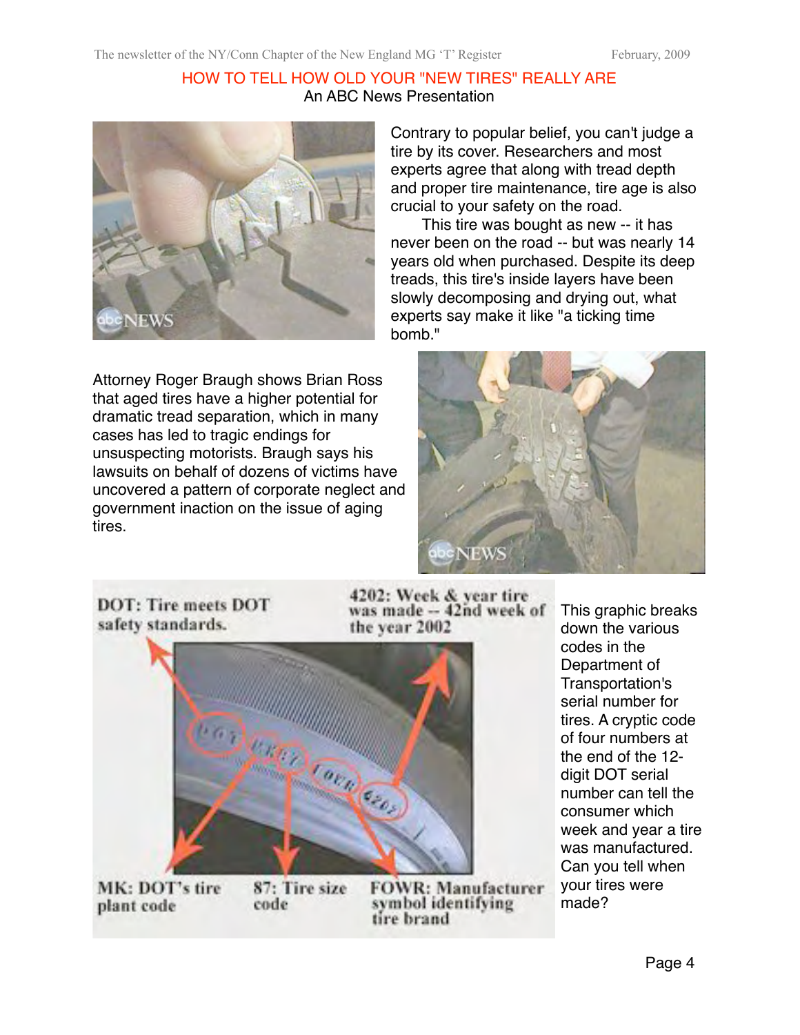# HOW TO TELL HOW OLD YOUR "NEW TIRES" REALLY ARE

An ABC News Presentation

Contrary to popular belief, you can't judge a tire by its cover. Researchers and most experts agree that along with tread depth and proper tire maintenance, tire age is also crucial to your safety on the road.

This tire was bought as new -- it has never been on the road -- but was nearly 14 years old when purchased. Despite its deep treads, this tire's inside layers have been slowly decomposing and drying out, what experts say make it like "a ticking time bomb."

Attorney Roger Braugh shows Brian Ross that aged tires have a higher potential for dramatic tread separation, which in many cases has led to tragic endings for unsuspecting motorists. Braugh says his lawsuits on behalf of dozens of victims have uncovered a pattern of corporate neglect and government inaction on the issue of aging tires.

DOT: Tire meets DOT safety standards.

4202: Week & year tire was made -- 42nd week of the year 2002

MK: DOT's tire plant code

87: Tire size code

FOWR: Manufacturer symbol identifying tire brand

This graphic breaks down the various codes in the Department of Transportation's serial number for tires. A cryptic code of four numbers at the end of the 12-digit DOT serial number can tell the consumer which week and year a tire was manufactured. Can you tell when your tires were made?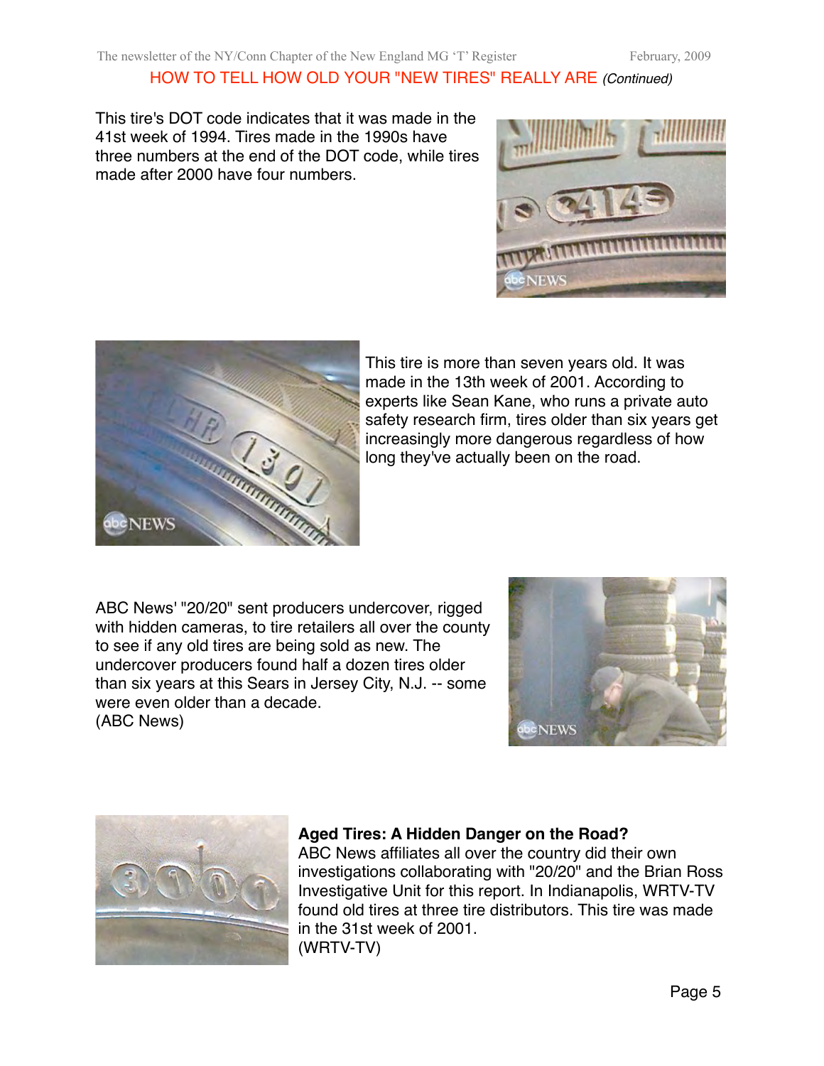## HOW TO TELL HOW OLD YOUR "NEW TIRES" REALLY ARE *(Continued)*

This tire's DOT code indicates that it was made in the 41st week of 1994. Tires made in the 1990s have three numbers at the end of the DOT code, while tires made after 2000 have four numbers.

This tire is more than seven years old. It was made in the 13th week of 2001. According to experts like Sean Kane, who runs a private auto safety research firm, tires older than six years get increasingly more dangerous regardless of how long they've actually been on the road.

ABC News' "20/20" sent producers undercover, rigged with hidden cameras, to tire retailers all over the county to see if any old tires are being sold as new. The undercover producers found half a dozen tires older than six years at this Sears in Jersey City, N.J. -- some were even older than a decade.
(ABC News)

**Aged Tires: A Hidden Danger on the Road?**
ABC News affiliates all over the country did their own investigations collaborating with "20/20" and the Brian Ross Investigative Unit for this report. In Indianapolis, WRTV-TV found old tires at three tire distributors. This tire was made in the 31st week of 2001.
(WRTV-TV)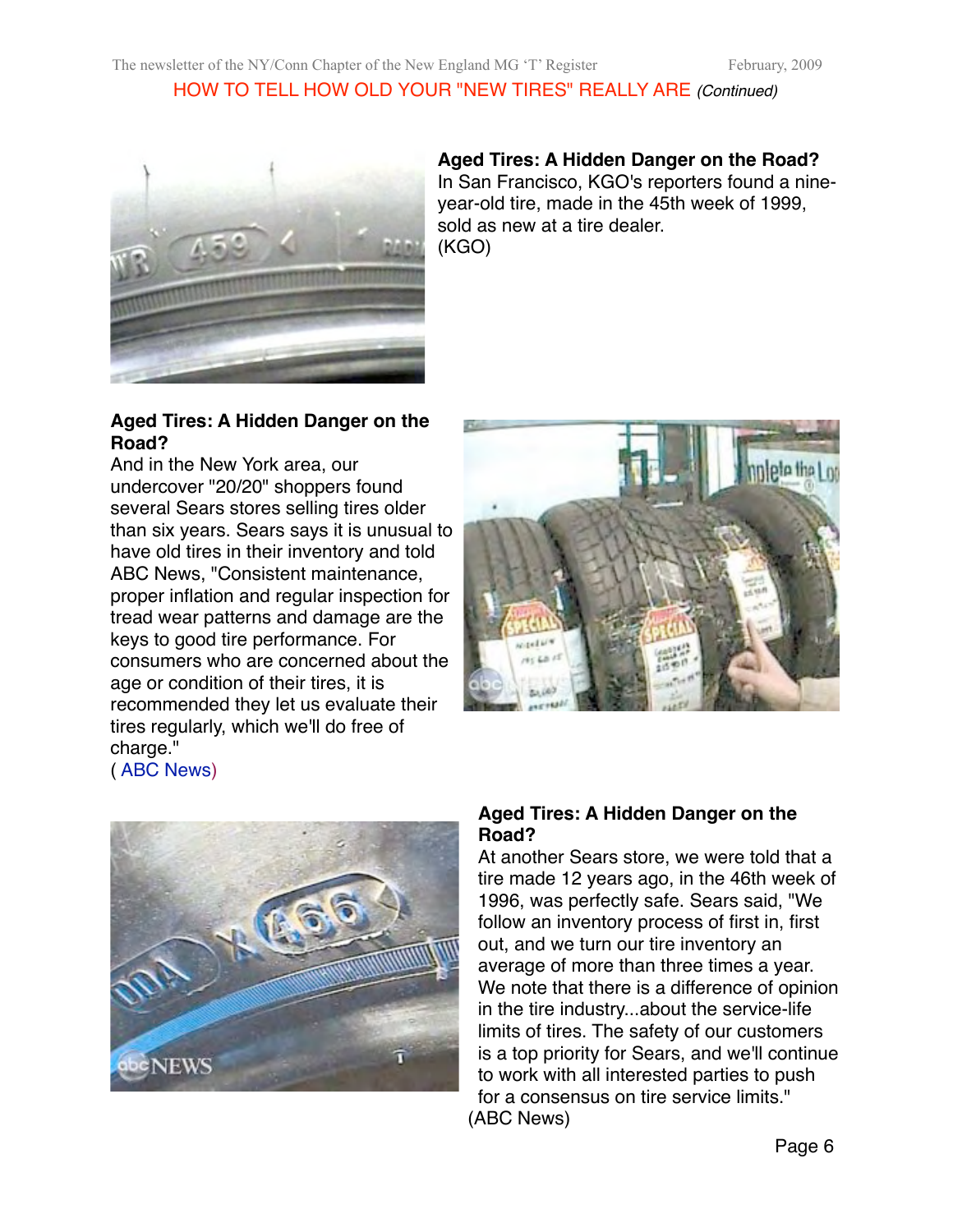## HOW TO TELL HOW OLD YOUR "NEW TIRES" REALLY ARE *(Continued)*

**Aged Tires: A Hidden Danger on the Road?**
In San Francisco, KGO's reporters found a nine-year-old tire, made in the 45th week of 1999, sold as new at a tire dealer.
(KGO)

**Aged Tires: A Hidden Danger on the Road?**
And in the New York area, our undercover "20/20" shoppers found several Sears stores selling tires older than six years. Sears says it is unusual to have old tires in their inventory and told ABC News, "Consistent maintenance, proper inflation and regular inspection for tread wear patterns and damage are the keys to good tire performance. For consumers who are concerned about the age or condition of their tires, it is recommended they let us evaluate their tires regularly, which we'll do free of charge."
( ABC News)

**Aged Tires: A Hidden Danger on the Road?**
At another Sears store, we were told that a tire made 12 years ago, in the 46th week of 1996, was perfectly safe. Sears said, "We follow an inventory process of first in, first out, and we turn our tire inventory an average of more than three times a year. We note that there is a difference of opinion in the tire industry...about the service-life limits of tires. The safety of our customers is a top priority for Sears, and we'll continue to work with all interested parties to push for a consensus on tire service limits."
(ABC News)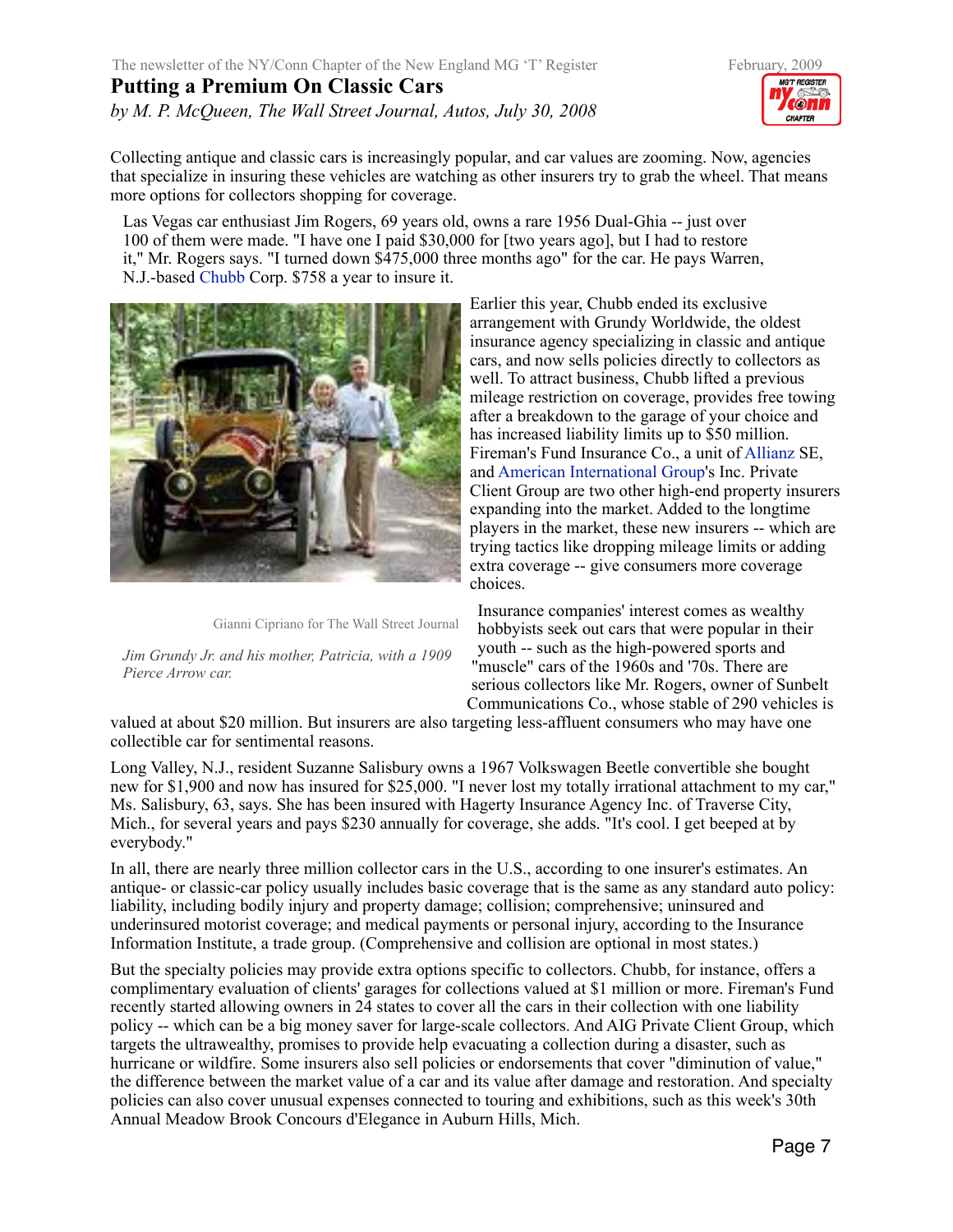# Putting a Premium On Classic Cars

*by M. P. McQueen, The Wall Street Journal, Autos, July 30, 2008*

Collecting antique and classic cars is increasingly popular, and car values are zooming. Now, agencies that specialize in insuring these vehicles are watching as other insurers try to grab the wheel. That means more options for collectors shopping for coverage.

Las Vegas car enthusiast Jim Rogers, 69 years old, owns a rare 1956 Dual-Ghia -- just over 100 of them were made. "I have one I paid $30,000 for [two years ago], but I had to restore it," Mr. Rogers says. "I turned down $475,000 three months ago" for the car. He pays Warren, N.J.-based Chubb Corp. $758 a year to insure it.

Gianni Cipriano for The Wall Street Journal

*Jim Grundy Jr. and his mother, Patricia, with a 1909 Pierce Arrow car.*

Earlier this year, Chubb ended its exclusive arrangement with Grundy Worldwide, the oldest insurance agency specializing in classic and antique cars, and now sells policies directly to collectors as well. To attract business, Chubb lifted a previous mileage restriction on coverage, provides free towing after a breakdown to the garage of your choice and has increased liability limits up to $50 million. Fireman's Fund Insurance Co., a unit of Allianz SE, and American International Group's Inc. Private Client Group are two other high-end property insurers expanding into the market. Added to the longtime players in the market, these new insurers -- which are trying tactics like dropping mileage limits or adding extra coverage -- give consumers more coverage choices.

Insurance companies' interest comes as wealthy hobbyists seek out cars that were popular in their youth -- such as the high-powered sports and "muscle" cars of the 1960s and '70s. There are serious collectors like Mr. Rogers, owner of Sunbelt Communications Co., whose stable of 290 vehicles is valued at about $20 million. But insurers are also targeting less-affluent consumers who may have one collectible car for sentimental reasons.

Long Valley, N.J., resident Suzanne Salisbury owns a 1967 Volkswagen Beetle convertible she bought new for $1,900 and now has insured for $25,000. "I never lost my totally irrational attachment to my car," Ms. Salisbury, 63, says. She has been insured with Hagerty Insurance Agency Inc. of Traverse City, Mich., for several years and pays $230 annually for coverage, she adds. "It's cool. I get beeped at by everybody."

In all, there are nearly three million collector cars in the U.S., according to one insurer's estimates. An antique- or classic-car policy usually includes basic coverage that is the same as any standard auto policy: liability, including bodily injury and property damage; collision; comprehensive; uninsured and underinsured motorist coverage; and medical payments or personal injury, according to the Insurance Information Institute, a trade group. (Comprehensive and collision are optional in most states.)

But the specialty policies may provide extra options specific to collectors. Chubb, for instance, offers a complimentary evaluation of clients' garages for collections valued at $1 million or more. Fireman's Fund recently started allowing owners in 24 states to cover all the cars in their collection with one liability policy -- which can be a big money saver for large-scale collectors. And AIG Private Client Group, which targets the ultrawealthy, promises to provide help evacuating a collection during a disaster, such as hurricane or wildfire. Some insurers also sell policies or endorsements that cover "diminution of value," the difference between the market value of a car and its value after damage and restoration. And specialty policies can also cover unusual expenses connected to touring and exhibitions, such as this week's 30th Annual Meadow Brook Concours d'Elegance in Auburn Hills, Mich.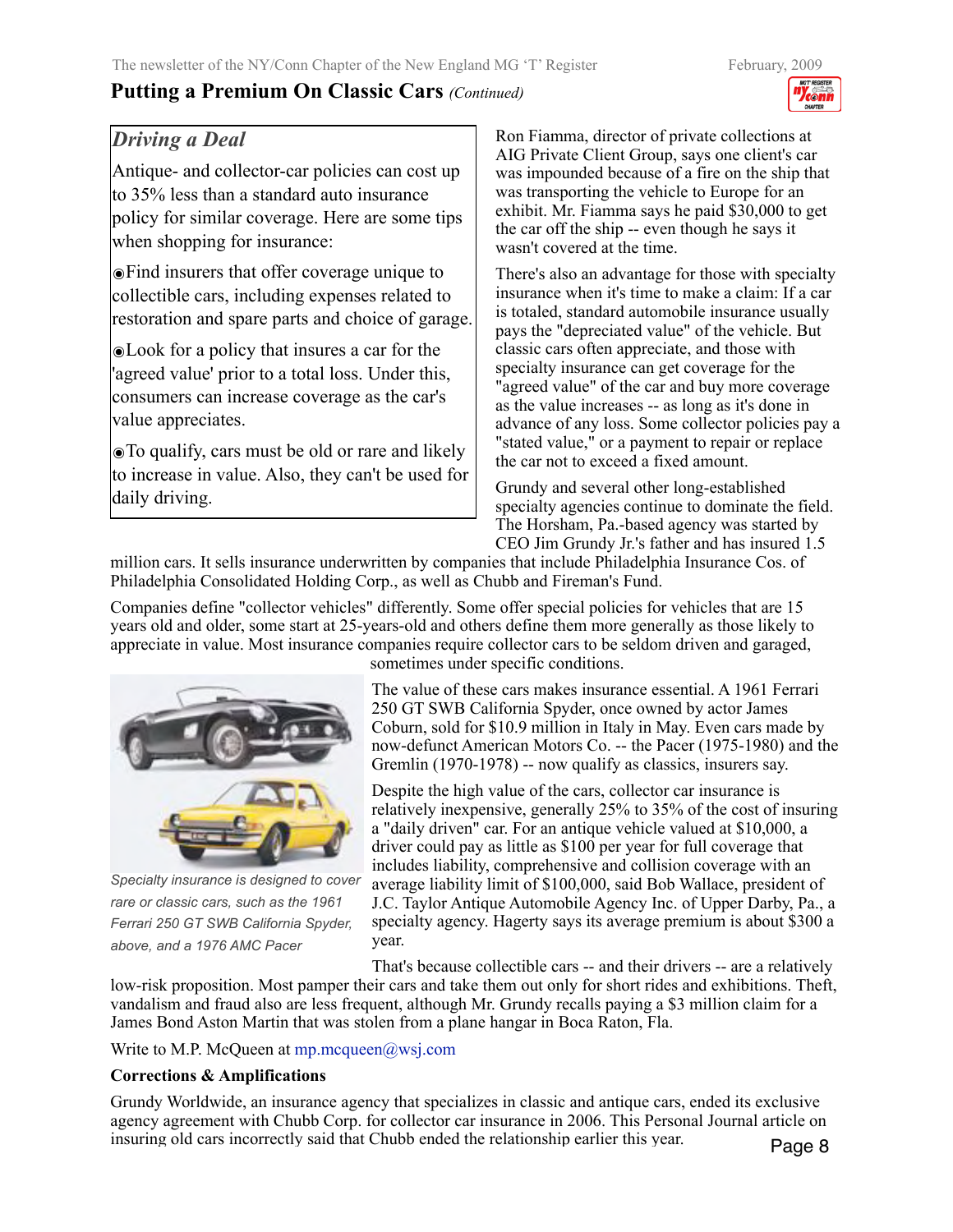## Putting a Premium On Classic Cars *(Continued)*

### *Driving a Deal*

Antique- and collector-car policies can cost up to 35% less than a standard auto insurance policy for similar coverage. Here are some tips when shopping for insurance:

◉Find insurers that offer coverage unique to collectible cars, including expenses related to restoration and spare parts and choice of garage.

◉Look for a policy that insures a car for the 'agreed value' prior to a total loss. Under this, consumers can increase coverage as the car's value appreciates.

◉To qualify, cars must be old or rare and likely to increase in value. Also, they can't be used for daily driving.

Ron Fiamma, director of private collections at AIG Private Client Group, says one client's car was impounded because of a fire on the ship that was transporting the vehicle to Europe for an exhibit. Mr. Fiamma says he paid $30,000 to get the car off the ship -- even though he says it wasn't covered at the time.

There's also an advantage for those with specialty insurance when it's time to make a claim: If a car is totaled, standard automobile insurance usually pays the "depreciated value" of the vehicle. But classic cars often appreciate, and those with specialty insurance can get coverage for the "agreed value" of the car and buy more coverage as the value increases -- as long as it's done in advance of any loss. Some collector policies pay a "stated value," or a payment to repair or replace the car not to exceed a fixed amount.

Grundy and several other long-established specialty agencies continue to dominate the field. The Horsham, Pa.-based agency was started by CEO Jim Grundy Jr.'s father and has insured 1.5 million cars. It sells insurance underwritten by companies that include Philadelphia Insurance Cos. of Philadelphia Consolidated Holding Corp., as well as Chubb and Fireman's Fund.

Companies define "collector vehicles" differently. Some offer special policies for vehicles that are 15 years old and older, some start at 25-years-old and others define them more generally as those likely to appreciate in value. Most insurance companies require collector cars to be seldom driven and garaged, sometimes under specific conditions.

*Specialty insurance is designed to cover rare or classic cars, such as the 1961 Ferrari 250 GT SWB California Spyder, above, and a 1976 AMC Pacer*

The value of these cars makes insurance essential. A 1961 Ferrari 250 GT SWB California Spyder, once owned by actor James Coburn, sold for $10.9 million in Italy in May. Even cars made by now-defunct American Motors Co. -- the Pacer (1975-1980) and the Gremlin (1970-1978) -- now qualify as classics, insurers say.

Despite the high value of the cars, collector car insurance is relatively inexpensive, generally 25% to 35% of the cost of insuring a "daily driven" car. For an antique vehicle valued at $10,000, a driver could pay as little as $100 per year for full coverage that includes liability, comprehensive and collision coverage with an average liability limit of $100,000, said Bob Wallace, president of J.C. Taylor Antique Automobile Agency Inc. of Upper Darby, Pa., a specialty agency. Hagerty says its average premium is about $300 a year.

That's because collectible cars -- and their drivers -- are a relatively low-risk proposition. Most pamper their cars and take them out only for short rides and exhibitions. Theft, vandalism and fraud also are less frequent, although Mr. Grundy recalls paying a $3 million claim for a James Bond Aston Martin that was stolen from a plane hangar in Boca Raton, Fla.

Write to M.P. McQueen at mp.mcqueen@wsj.com

**Corrections & Amplifications**

Grundy Worldwide, an insurance agency that specializes in classic and antique cars, ended its exclusive agency agreement with Chubb Corp. for collector car insurance in 2006. This Personal Journal article on insuring old cars incorrectly said that Chubb ended the relationship earlier this year.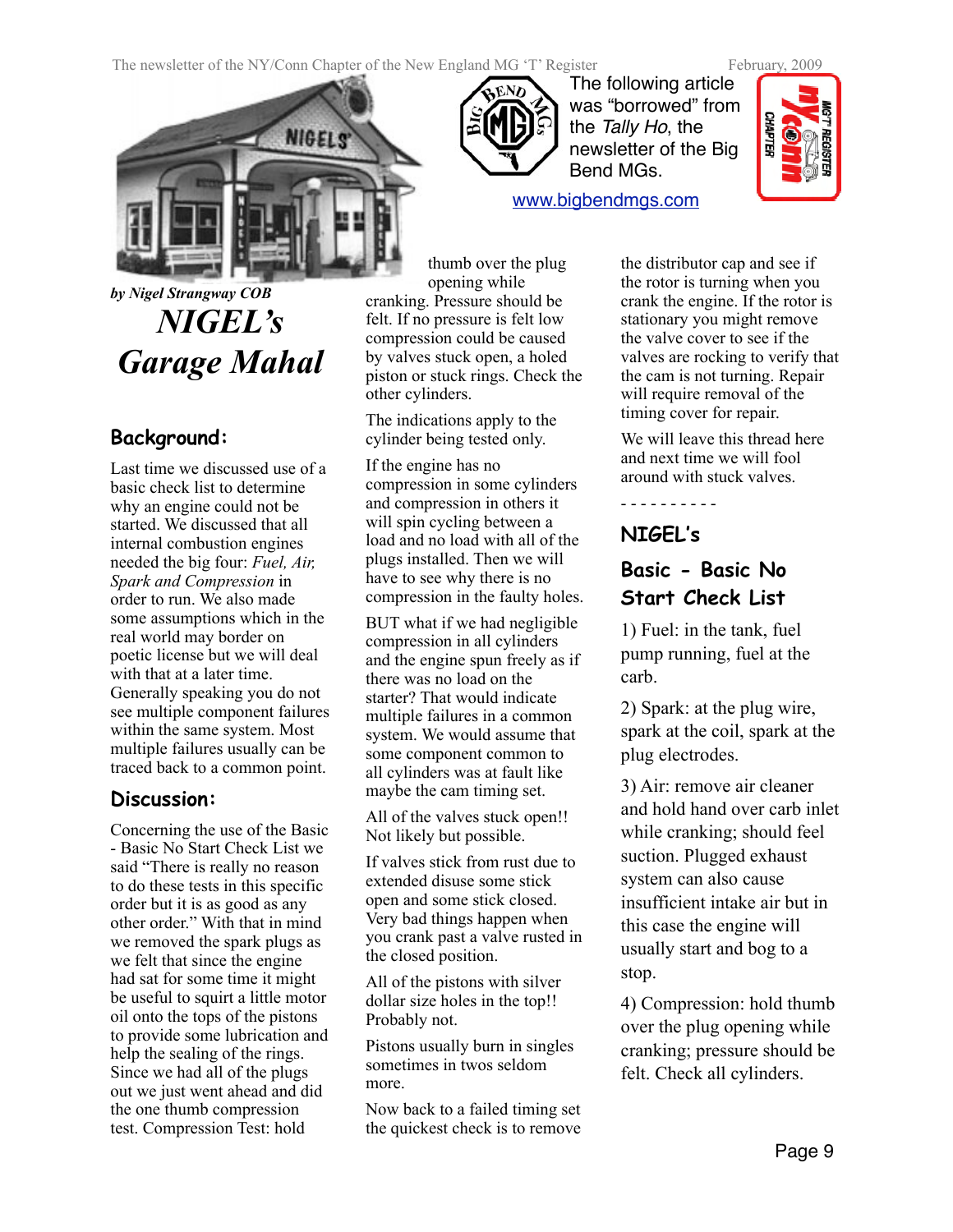The following article was "borrowed" from the *Tally Ho*, the newsletter of the Big Bend MGs.

www.bigbendmgs.com

*by Nigel Strangway COB*

# *NIGEL's Garage Mahal*

## Background:

Last time we discussed use of a basic check list to determine why an engine could not be started. We discussed that all internal combustion engines needed the big four: *Fuel, Air, Spark and Compression* in order to run. We also made some assumptions which in the real world may border on poetic license but we will deal with that at a later time. Generally speaking you do not see multiple component failures within the same system. Most multiple failures usually can be traced back to a common point.

## Discussion:

Concerning the use of the Basic - Basic No Start Check List we said "There is really no reason to do these tests in this specific order but it is as good as any other order." With that in mind we removed the spark plugs as we felt that since the engine had sat for some time it might be useful to squirt a little motor oil onto the tops of the pistons to provide some lubrication and help the sealing of the rings. Since we had all of the plugs out we just went ahead and did the one thumb compression test. Compression Test: hold thumb over the plug opening while cranking. Pressure should be felt. If no pressure is felt low compression could be caused by valves stuck open, a holed piston or stuck rings. Check the other cylinders.

The indications apply to the cylinder being tested only.

If the engine has no compression in some cylinders and compression in others it will spin cycling between a load and no load with all of the plugs installed. Then we will have to see why there is no compression in the faulty holes.

BUT what if we had negligible compression in all cylinders and the engine spun freely as if there was no load on the starter? That would indicate multiple failures in a common system. We would assume that some component common to all cylinders was at fault like maybe the cam timing set.

All of the valves stuck open!! Not likely but possible.

If valves stick from rust due to extended disuse some stick open and some stick closed. Very bad things happen when you crank past a valve rusted in the closed position.

All of the pistons with silver dollar size holes in the top!! Probably not.

Pistons usually burn in singles sometimes in twos seldom more.

Now back to a failed timing set the quickest check is to remove the distributor cap and see if the rotor is turning when you crank the engine. If the rotor is stationary you might remove the valve cover to see if the valves are rocking to verify that the cam is not turning. Repair will require removal of the timing cover for repair.

We will leave this thread here and next time we will fool around with stuck valves.

- - - - - - - - - -

## NIGEL's

## Basic - Basic No Start Check List

1) Fuel: in the tank, fuel pump running, fuel at the carb.

2) Spark: at the plug wire, spark at the coil, spark at the plug electrodes.

3) Air: remove air cleaner and hold hand over carb inlet while cranking; should feel suction. Plugged exhaust system can also cause insufficient intake air but in this case the engine will usually start and bog to a stop.

4) Compression: hold thumb over the plug opening while cranking; pressure should be felt. Check all cylinders.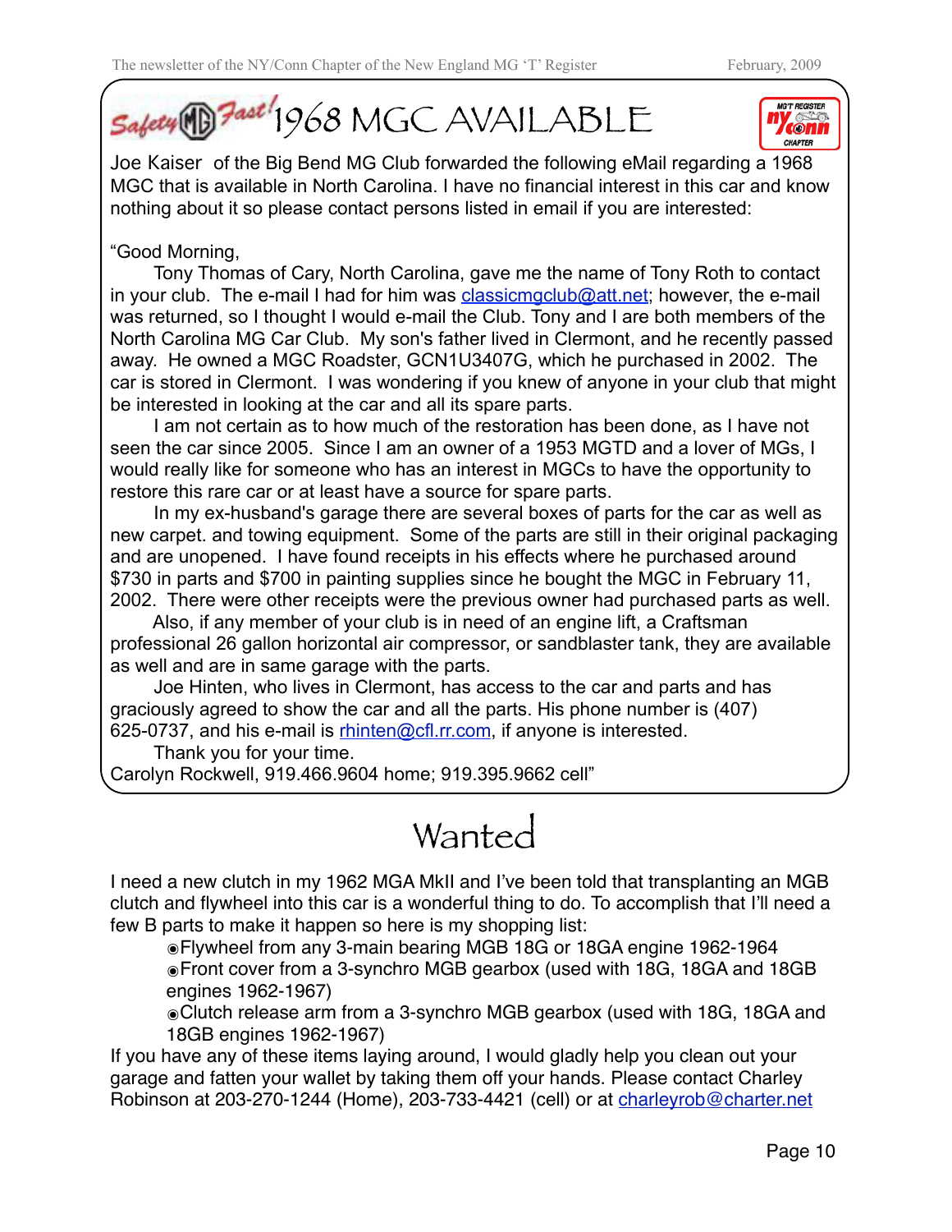# 1968 MGC AVAILABLE

Joe Kaiser of the Big Bend MG Club forwarded the following eMail regarding a 1968 MGC that is available in North Carolina. I have no financial interest in this car and know nothing about it so please contact persons listed in email if you are interested:

"Good Morning,

Tony Thomas of Cary, North Carolina, gave me the name of Tony Roth to contact in your club. The e-mail I had for him was classicmgclub@att.net; however, the e-mail was returned, so I thought I would e-mail the Club. Tony and I are both members of the North Carolina MG Car Club. My son's father lived in Clermont, and he recently passed away. He owned a MGC Roadster, GCN1U3407G, which he purchased in 2002. The car is stored in Clermont. I was wondering if you knew of anyone in your club that might be interested in looking at the car and all its spare parts.

I am not certain as to how much of the restoration has been done, as I have not seen the car since 2005. Since I am an owner of a 1953 MGTD and a lover of MGs, I would really like for someone who has an interest in MGCs to have the opportunity to restore this rare car or at least have a source for spare parts.

In my ex-husband's garage there are several boxes of parts for the car as well as new carpet. and towing equipment. Some of the parts are still in their original packaging and are unopened. I have found receipts in his effects where he purchased around $730 in parts and $700 in painting supplies since he bought the MGC in February 11, 2002. There were other receipts were the previous owner had purchased parts as well.

Also, if any member of your club is in need of an engine lift, a Craftsman professional 26 gallon horizontal air compressor, or sandblaster tank, they are available as well and are in same garage with the parts.

Joe Hinten, who lives in Clermont, has access to the car and parts and has graciously agreed to show the car and all the parts. His phone number is (407) 625-0737, and his e-mail is rhinten@cfl.rr.com, if anyone is interested.

Thank you for your time.

Carolyn Rockwell, 919.466.9604 home; 919.395.9662 cell"

# Wanted

I need a new clutch in my 1962 MGA MkII and I've been told that transplanting an MGB clutch and flywheel into this car is a wonderful thing to do. To accomplish that I'll need a few B parts to make it happen so here is my shopping list:

- Flywheel from any 3-main bearing MGB 18G or 18GA engine 1962-1964
- Front cover from a 3-synchro MGB gearbox (used with 18G, 18GA and 18GB engines 1962-1967)
- Clutch release arm from a 3-synchro MGB gearbox (used with 18G, 18GA and 18GB engines 1962-1967)

If you have any of these items laying around, I would gladly help you clean out your garage and fatten your wallet by taking them off your hands. Please contact Charley Robinson at 203-270-1244 (Home), 203-733-4421 (cell) or at charleyrob@charter.net